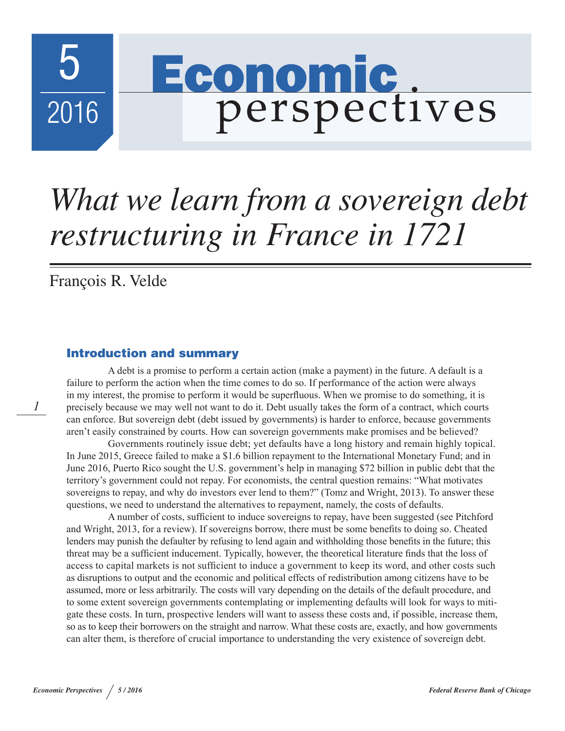# What we learn from a sovereign debt restructuring in France in 1721

François R. Velde

## Introduction and summary

A debt is a promise to perform a certain action (make a payment) in the future. A default is a failure to perform the action when the time comes to do so. If performance of the action were always in my interest, the promise to perform it would be superfluous. When we promise to do something, it is precisely because we may well not want to do it. Debt usually takes the form of a contract, which courts can enforce. But sovereign debt (debt issued by governments) is harder to enforce, because governments aren't easily constrained by courts. How can sovereign governments make promises and be believed?

Governments routinely issue debt; yet defaults have a long history and remain highly topical. In June 2015, Greece failed to make a $1.6 billion repayment to the International Monetary Fund; and in June 2016, Puerto Rico sought the U.S. government's help in managing $72 billion in public debt that the territory's government could not repay. For economists, the central question remains: "What motivates sovereigns to repay, and why do investors ever lend to them?" (Tomz and Wright, 2013). To answer these questions, we need to understand the alternatives to repayment, namely, the costs of defaults.

A number of costs, sufficient to induce sovereigns to repay, have been suggested (see Pitchford and Wright, 2013, for a review). If sovereigns borrow, there must be some benefits to doing so. Cheated lenders may punish the defaulter by refusing to lend again and withholding those benefits in the future; this threat may be a sufficient inducement. Typically, however, the theoretical literature finds that the loss of access to capital markets is not sufficient to induce a government to keep its word, and other costs such as disruptions to output and the economic and political effects of redistribution among citizens have to be assumed, more or less arbitrarily. The costs will vary depending on the details of the default procedure, and to some extent sovereign governments contemplating or implementing defaults will look for ways to mitigate these costs. In turn, prospective lenders will want to assess these costs and, if possible, increase them, so as to keep their borrowers on the straight and narrow. What these costs are, exactly, and how governments can alter them, is therefore of crucial importance to understanding the very existence of sovereign debt.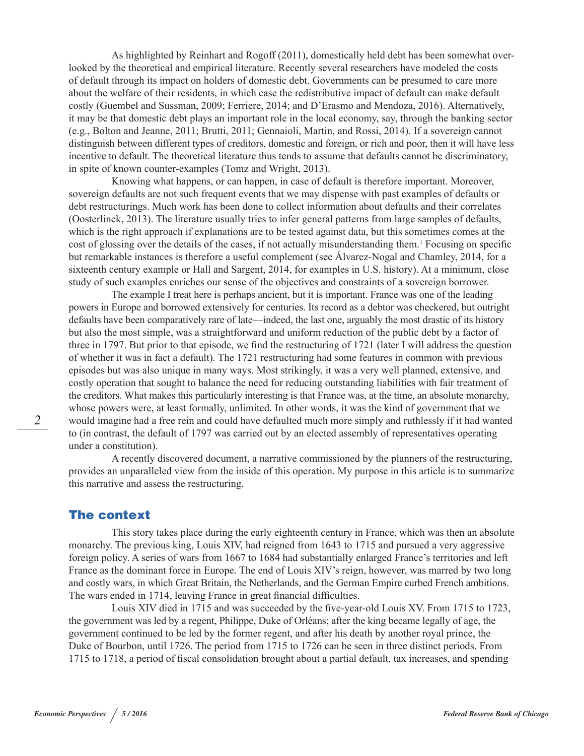As highlighted by Reinhart and Rogoff (2011), domestically held debt has been somewhat overlooked by the theoretical and empirical literature. Recently several researchers have modeled the costs of default through its impact on holders of domestic debt. Governments can be presumed to care more about the welfare of their residents, in which case the redistributive impact of default can make default costly (Guembel and Sussman, 2009; Ferriere, 2014; and D'Erasmo and Mendoza, 2016). Alternatively, it may be that domestic debt plays an important role in the local economy, say, through the banking sector (e.g., Bolton and Jeanne, 2011; Brutti, 2011; Gennaioli, Martin, and Rossi, 2014). If a sovereign cannot distinguish between different types of creditors, domestic and foreign, or rich and poor, then it will have less incentive to default. The theoretical literature thus tends to assume that defaults cannot be discriminatory, in spite of known counter-examples (Tomz and Wright, 2013).

Knowing what happens, or can happen, in case of default is therefore important. Moreover, sovereign defaults are not such frequent events that we may dispense with past examples of defaults or debt restructurings. Much work has been done to collect information about defaults and their correlates (Oosterlinck, 2013). The literature usually tries to infer general patterns from large samples of defaults, which is the right approach if explanations are to be tested against data, but this sometimes comes at the cost of glossing over the details of the cases, if not actually misunderstanding them.[1] Focusing on specific but remarkable instances is therefore a useful complement (see Álvarez-Nogal and Chamley, 2014, for a sixteenth century example or Hall and Sargent, 2014, for examples in U.S. history). At a minimum, close study of such examples enriches our sense of the objectives and constraints of a sovereign borrower.

The example I treat here is perhaps ancient, but it is important. France was one of the leading powers in Europe and borrowed extensively for centuries. Its record as a debtor was checkered, but outright defaults have been comparatively rare of late—indeed, the last one, arguably the most drastic of its history but also the most simple, was a straightforward and uniform reduction of the public debt by a factor of three in 1797. But prior to that episode, we find the restructuring of 1721 (later I will address the question of whether it was in fact a default). The 1721 restructuring had some features in common with previous episodes but was also unique in many ways. Most strikingly, it was a very well planned, extensive, and costly operation that sought to balance the need for reducing outstanding liabilities with fair treatment of the creditors. What makes this particularly interesting is that France was, at the time, an absolute monarchy, whose powers were, at least formally, unlimited. In other words, it was the kind of government that we would imagine had a free rein and could have defaulted much more simply and ruthlessly if it had wanted to (in contrast, the default of 1797 was carried out by an elected assembly of representatives operating under a constitution).

A recently discovered document, a narrative commissioned by the planners of the restructuring, provides an unparalleled view from the inside of this operation. My purpose in this article is to summarize this narrative and assess the restructuring.

## The context

This story takes place during the early eighteenth century in France, which was then an absolute monarchy. The previous king, Louis XIV, had reigned from 1643 to 1715 and pursued a very aggressive foreign policy. A series of wars from 1667 to 1684 had substantially enlarged France's territories and left France as the dominant force in Europe. The end of Louis XIV's reign, however, was marred by two long and costly wars, in which Great Britain, the Netherlands, and the German Empire curbed French ambitions. The wars ended in 1714, leaving France in great financial difficulties.

Louis XIV died in 1715 and was succeeded by the five-year-old Louis XV. From 1715 to 1723, the government was led by a regent, Philippe, Duke of Orléans; after the king became legally of age, the government continued to be led by the former regent, and after his death by another royal prince, the Duke of Bourbon, until 1726. The period from 1715 to 1726 can be seen in three distinct periods. From 1715 to 1718, a period of fiscal consolidation brought about a partial default, tax increases, and spending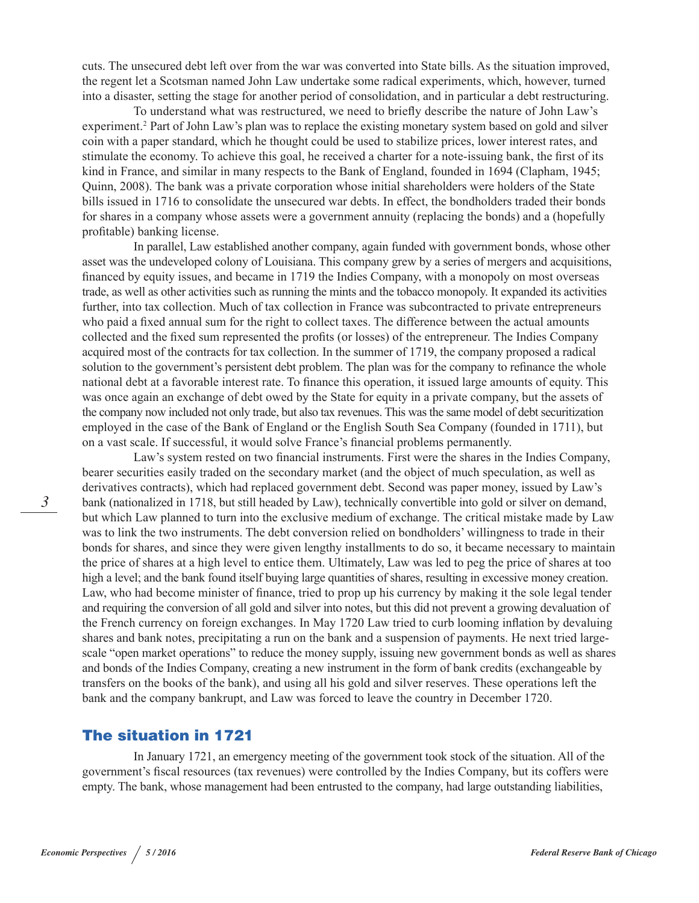cuts. The unsecured debt left over from the war was converted into State bills. As the situation improved, the regent let a Scotsman named John Law undertake some radical experiments, which, however, turned into a disaster, setting the stage for another period of consolidation, and in particular a debt restructuring.

To understand what was restructured, we need to briefly describe the nature of John Law's experiment.[2] Part of John Law's plan was to replace the existing monetary system based on gold and silver coin with a paper standard, which he thought could be used to stabilize prices, lower interest rates, and stimulate the economy. To achieve this goal, he received a charter for a note-issuing bank, the first of its kind in France, and similar in many respects to the Bank of England, founded in 1694 (Clapham, 1945; Quinn, 2008). The bank was a private corporation whose initial shareholders were holders of the State bills issued in 1716 to consolidate the unsecured war debts. In effect, the bondholders traded their bonds for shares in a company whose assets were a government annuity (replacing the bonds) and a (hopefully profitable) banking license.

In parallel, Law established another company, again funded with government bonds, whose other asset was the undeveloped colony of Louisiana. This company grew by a series of mergers and acquisitions, financed by equity issues, and became in 1719 the Indies Company, with a monopoly on most overseas trade, as well as other activities such as running the mints and the tobacco monopoly. It expanded its activities further, into tax collection. Much of tax collection in France was subcontracted to private entrepreneurs who paid a fixed annual sum for the right to collect taxes. The difference between the actual amounts collected and the fixed sum represented the profits (or losses) of the entrepreneur. The Indies Company acquired most of the contracts for tax collection. In the summer of 1719, the company proposed a radical solution to the government's persistent debt problem. The plan was for the company to refinance the whole national debt at a favorable interest rate. To finance this operation, it issued large amounts of equity. This was once again an exchange of debt owed by the State for equity in a private company, but the assets of the company now included not only trade, but also tax revenues. This was the same model of debt securitization employed in the case of the Bank of England or the English South Sea Company (founded in 1711), but on a vast scale. If successful, it would solve France's financial problems permanently.

Law's system rested on two financial instruments. First were the shares in the Indies Company, bearer securities easily traded on the secondary market (and the object of much speculation, as well as derivatives contracts), which had replaced government debt. Second was paper money, issued by Law's bank (nationalized in 1718, but still headed by Law), technically convertible into gold or silver on demand, but which Law planned to turn into the exclusive medium of exchange. The critical mistake made by Law was to link the two instruments. The debt conversion relied on bondholders' willingness to trade in their bonds for shares, and since they were given lengthy installments to do so, it became necessary to maintain the price of shares at a high level to entice them. Ultimately, Law was led to peg the price of shares at too high a level; and the bank found itself buying large quantities of shares, resulting in excessive money creation. Law, who had become minister of finance, tried to prop up his currency by making it the sole legal tender and requiring the conversion of all gold and silver into notes, but this did not prevent a growing devaluation of the French currency on foreign exchanges. In May 1720 Law tried to curb looming inflation by devaluing shares and bank notes, precipitating a run on the bank and a suspension of payments. He next tried large-scale "open market operations" to reduce the money supply, issuing new government bonds as well as shares and bonds of the Indies Company, creating a new instrument in the form of bank credits (exchangeable by transfers on the books of the bank), and using all his gold and silver reserves. These operations left the bank and the company bankrupt, and Law was forced to leave the country in December 1720.

## The situation in 1721

In January 1721, an emergency meeting of the government took stock of the situation. All of the government's fiscal resources (tax revenues) were controlled by the Indies Company, but its coffers were empty. The bank, whose management had been entrusted to the company, had large outstanding liabilities,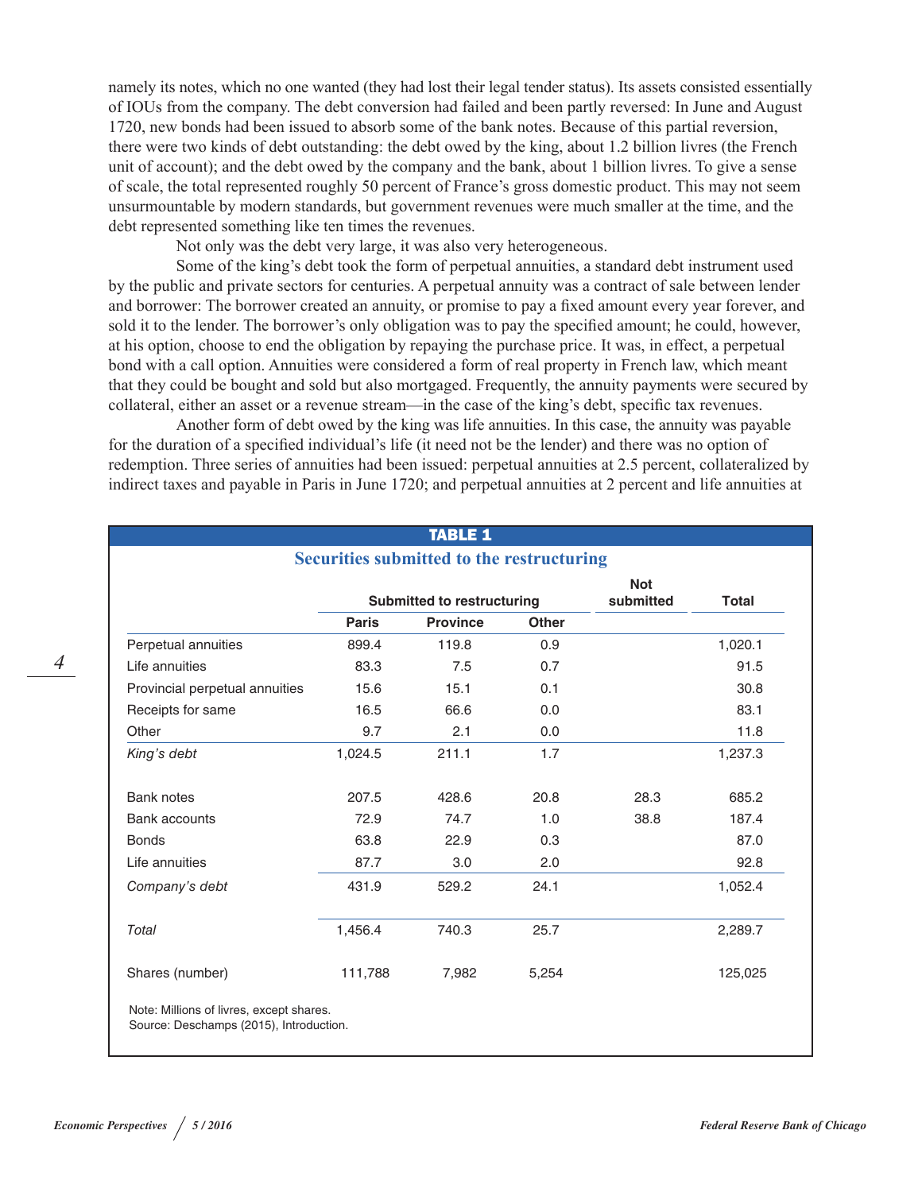namely its notes, which no one wanted (they had lost their legal tender status). Its assets consisted essentially of IOUs from the company. The debt conversion had failed and been partly reversed: In June and August 1720, new bonds had been issued to absorb some of the bank notes. Because of this partial reversion, there were two kinds of debt outstanding: the debt owed by the king, about 1.2 billion livres (the French unit of account); and the debt owed by the company and the bank, about 1 billion livres. To give a sense of scale, the total represented roughly 50 percent of France's gross domestic product. This may not seem unsurmountable by modern standards, but government revenues were much smaller at the time, and the debt represented something like ten times the revenues.

Not only was the debt very large, it was also very heterogeneous.

Some of the king's debt took the form of perpetual annuities, a standard debt instrument used by the public and private sectors for centuries. A perpetual annuity was a contract of sale between lender and borrower: The borrower created an annuity, or promise to pay a fixed amount every year forever, and sold it to the lender. The borrower's only obligation was to pay the specified amount; he could, however, at his option, choose to end the obligation by repaying the purchase price. It was, in effect, a perpetual bond with a call option. Annuities were considered a form of real property in French law, which meant that they could be bought and sold but also mortgaged. Frequently, the annuity payments were secured by collateral, either an asset or a revenue stream—in the case of the king's debt, specific tax revenues.

Another form of debt owed by the king was life annuities. In this case, the annuity was payable for the duration of a specified individual's life (it need not be the lender) and there was no option of redemption. Three series of annuities had been issued: perpetual annuities at 2.5 percent, collateralized by indirect taxes and payable in Paris in June 1720; and perpetual annuities at 2 percent and life annuities at

**TABLE 1**

**Securities submitted to the restructuring**

| | Submitted to restructuring | | | Not submitted | Total |
|---|---|---|---|---|---|
| | Paris | Province | Other | | |
| Perpetual annuities | 899.4 | 119.8 | 0.9 | | 1,020.1 |
| Life annuities | 83.3 | 7.5 | 0.7 | | 91.5 |
| Provincial perpetual annuities | 15.6 | 15.1 | 0.1 | | 30.8 |
| Receipts for same | 16.5 | 66.6 | 0.0 | | 83.1 |
| Other | 9.7 | 2.1 | 0.0 | | 11.8 |
| *King's debt* | 1,024.5 | 211.1 | 1.7 | | 1,237.3 |
| | | | | | |
| Bank notes | 207.5 | 428.6 | 20.8 | 28.3 | 685.2 |
| Bank accounts | 72.9 | 74.7 | 1.0 | 38.8 | 187.4 |
| Bonds | 63.8 | 22.9 | 0.3 | | 87.0 |
| Life annuities | 87.7 | 3.0 | 2.0 | | 92.8 |
| *Company's debt* | 431.9 | 529.2 | 24.1 | | 1,052.4 |
| | | | | | |
| *Total* | 1,456.4 | 740.3 | 25.7 | | 2,289.7 |
| | | | | | |
| Shares (number) | 111,788 | 7,982 | 5,254 | | 125,025 |

Note: Millions of livres, except shares.
Source: Deschamps (2015), Introduction.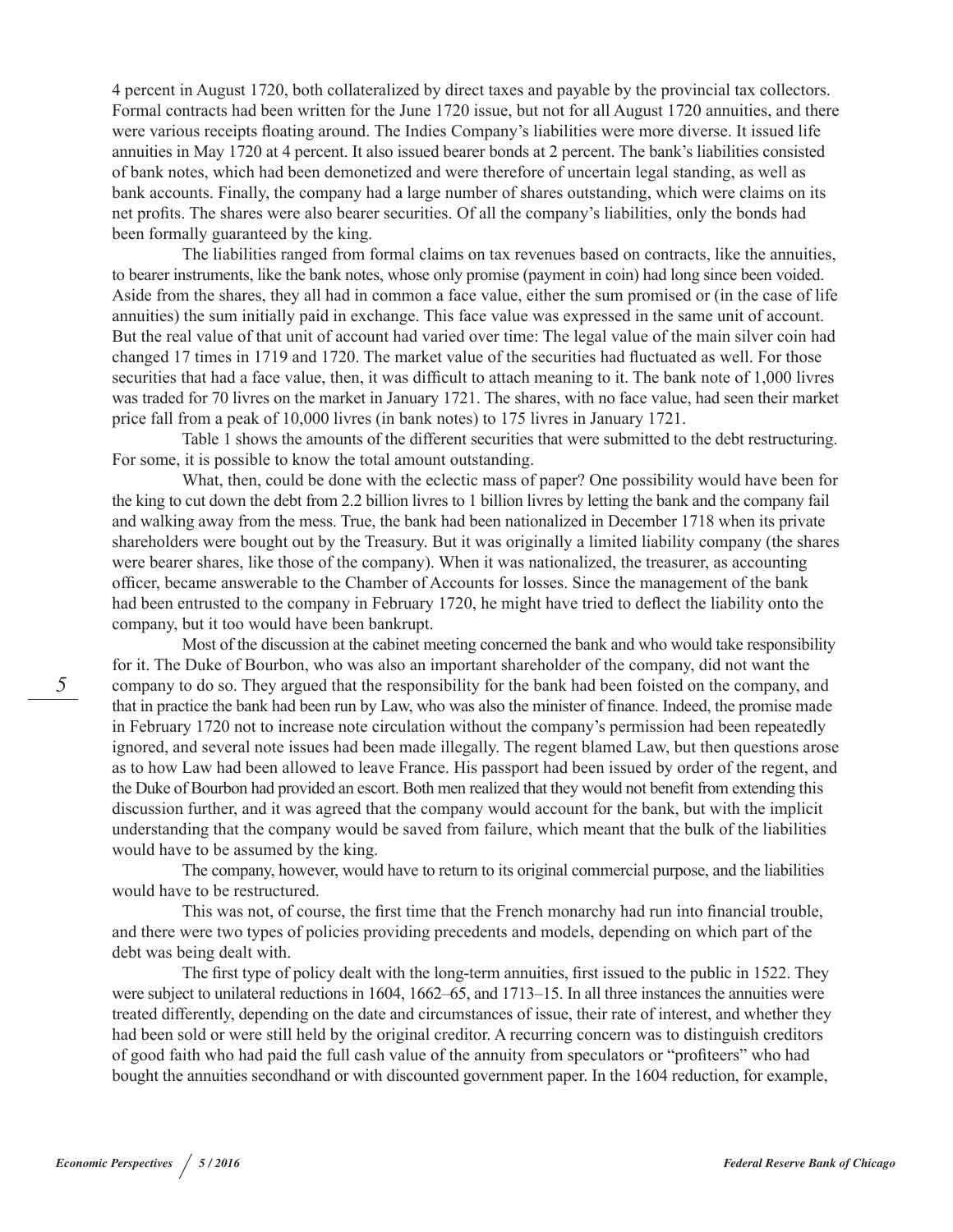4 percent in August 1720, both collateralized by direct taxes and payable by the provincial tax collectors. Formal contracts had been written for the June 1720 issue, but not for all August 1720 annuities, and there were various receipts floating around. The Indies Company's liabilities were more diverse. It issued life annuities in May 1720 at 4 percent. It also issued bearer bonds at 2 percent. The bank's liabilities consisted of bank notes, which had been demonetized and were therefore of uncertain legal standing, as well as bank accounts. Finally, the company had a large number of shares outstanding, which were claims on its net profits. The shares were also bearer securities. Of all the company's liabilities, only the bonds had been formally guaranteed by the king.

The liabilities ranged from formal claims on tax revenues based on contracts, like the annuities, to bearer instruments, like the bank notes, whose only promise (payment in coin) had long since been voided. Aside from the shares, they all had in common a face value, either the sum promised or (in the case of life annuities) the sum initially paid in exchange. This face value was expressed in the same unit of account. But the real value of that unit of account had varied over time: The legal value of the main silver coin had changed 17 times in 1719 and 1720. The market value of the securities had fluctuated as well. For those securities that had a face value, then, it was difficult to attach meaning to it. The bank note of 1,000 livres was traded for 70 livres on the market in January 1721. The shares, with no face value, had seen their market price fall from a peak of 10,000 livres (in bank notes) to 175 livres in January 1721.

Table 1 shows the amounts of the different securities that were submitted to the debt restructuring. For some, it is possible to know the total amount outstanding.

What, then, could be done with the eclectic mass of paper? One possibility would have been for the king to cut down the debt from 2.2 billion livres to 1 billion livres by letting the bank and the company fail and walking away from the mess. True, the bank had been nationalized in December 1718 when its private shareholders were bought out by the Treasury. But it was originally a limited liability company (the shares were bearer shares, like those of the company). When it was nationalized, the treasurer, as accounting officer, became answerable to the Chamber of Accounts for losses. Since the management of the bank had been entrusted to the company in February 1720, he might have tried to deflect the liability onto the company, but it too would have been bankrupt.

Most of the discussion at the cabinet meeting concerned the bank and who would take responsibility for it. The Duke of Bourbon, who was also an important shareholder of the company, did not want the company to do so. They argued that the responsibility for the bank had been foisted on the company, and that in practice the bank had been run by Law, who was also the minister of finance. Indeed, the promise made in February 1720 not to increase note circulation without the company's permission had been repeatedly ignored, and several note issues had been made illegally. The regent blamed Law, but then questions arose as to how Law had been allowed to leave France. His passport had been issued by order of the regent, and the Duke of Bourbon had provided an escort. Both men realized that they would not benefit from extending this discussion further, and it was agreed that the company would account for the bank, but with the implicit understanding that the company would be saved from failure, which meant that the bulk of the liabilities would have to be assumed by the king.

The company, however, would have to return to its original commercial purpose, and the liabilities would have to be restructured.

This was not, of course, the first time that the French monarchy had run into financial trouble, and there were two types of policies providing precedents and models, depending on which part of the debt was being dealt with.

The first type of policy dealt with the long-term annuities, first issued to the public in 1522. They were subject to unilateral reductions in 1604, 1662–65, and 1713–15. In all three instances the annuities were treated differently, depending on the date and circumstances of issue, their rate of interest, and whether they had been sold or were still held by the original creditor. A recurring concern was to distinguish creditors of good faith who had paid the full cash value of the annuity from speculators or "profiteers" who had bought the annuities secondhand or with discounted government paper. In the 1604 reduction, for example,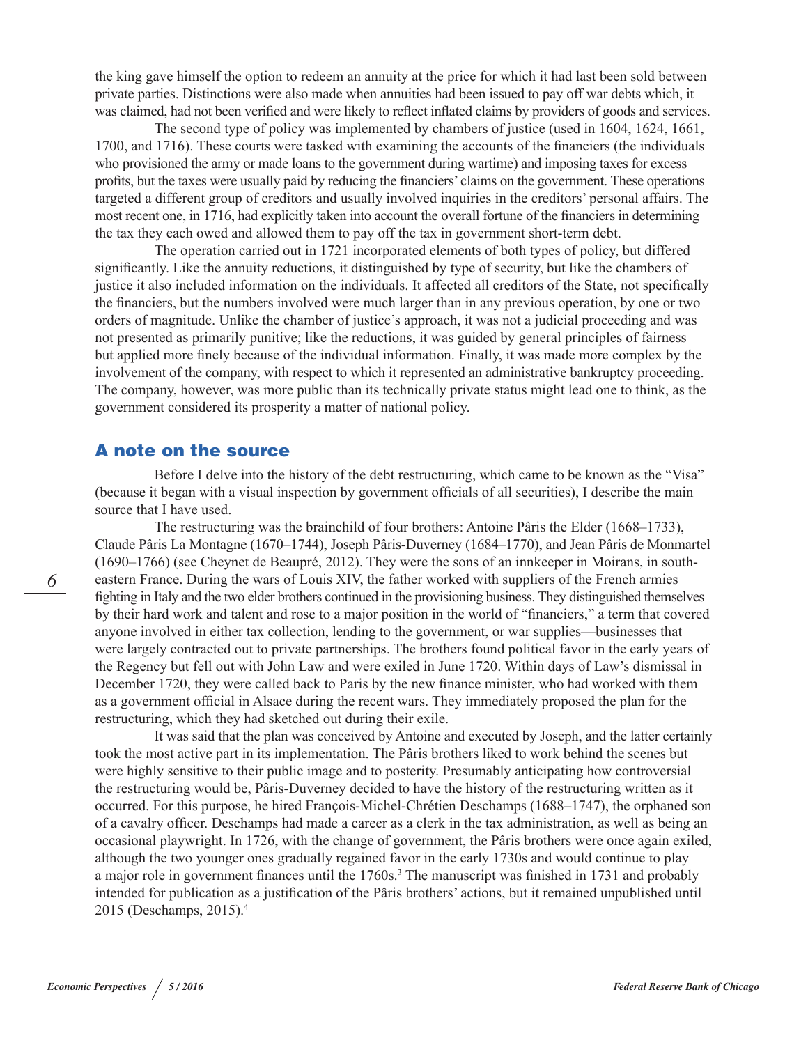the king gave himself the option to redeem an annuity at the price for which it had last been sold between private parties. Distinctions were also made when annuities had been issued to pay off war debts which, it was claimed, had not been verified and were likely to reflect inflated claims by providers of goods and services.

The second type of policy was implemented by chambers of justice (used in 1604, 1624, 1661, 1700, and 1716). These courts were tasked with examining the accounts of the financiers (the individuals who provisioned the army or made loans to the government during wartime) and imposing taxes for excess profits, but the taxes were usually paid by reducing the financiers' claims on the government. These operations targeted a different group of creditors and usually involved inquiries in the creditors' personal affairs. The most recent one, in 1716, had explicitly taken into account the overall fortune of the financiers in determining the tax they each owed and allowed them to pay off the tax in government short-term debt.

The operation carried out in 1721 incorporated elements of both types of policy, but differed significantly. Like the annuity reductions, it distinguished by type of security, but like the chambers of justice it also included information on the individuals. It affected all creditors of the State, not specifically the financiers, but the numbers involved were much larger than in any previous operation, by one or two orders of magnitude. Unlike the chamber of justice's approach, it was not a judicial proceeding and was not presented as primarily punitive; like the reductions, it was guided by general principles of fairness but applied more finely because of the individual information. Finally, it was made more complex by the involvement of the company, with respect to which it represented an administrative bankruptcy proceeding. The company, however, was more public than its technically private status might lead one to think, as the government considered its prosperity a matter of national policy.

## A note on the source

Before I delve into the history of the debt restructuring, which came to be known as the "Visa" (because it began with a visual inspection by government officials of all securities), I describe the main source that I have used.

The restructuring was the brainchild of four brothers: Antoine Pâris the Elder (1668–1733), Claude Pâris La Montagne (1670–1744), Joseph Pâris-Duverney (1684–1770), and Jean Pâris de Monmartel (1690–1766) (see Cheynet de Beaupré, 2012). They were the sons of an innkeeper in Moirans, in south-eastern France. During the wars of Louis XIV, the father worked with suppliers of the French armies fighting in Italy and the two elder brothers continued in the provisioning business. They distinguished themselves by their hard work and talent and rose to a major position in the world of "financiers," a term that covered anyone involved in either tax collection, lending to the government, or war supplies—businesses that were largely contracted out to private partnerships. The brothers found political favor in the early years of the Regency but fell out with John Law and were exiled in June 1720. Within days of Law's dismissal in December 1720, they were called back to Paris by the new finance minister, who had worked with them as a government official in Alsace during the recent wars. They immediately proposed the plan for the restructuring, which they had sketched out during their exile.

It was said that the plan was conceived by Antoine and executed by Joseph, and the latter certainly took the most active part in its implementation. The Pâris brothers liked to work behind the scenes but were highly sensitive to their public image and to posterity. Presumably anticipating how controversial the restructuring would be, Pâris-Duverney decided to have the history of the restructuring written as it occurred. For this purpose, he hired François-Michel-Chrétien Deschamps (1688–1747), the orphaned son of a cavalry officer. Deschamps had made a career as a clerk in the tax administration, as well as being an occasional playwright. In 1726, with the change of government, the Pâris brothers were once again exiled, although the two younger ones gradually regained favor in the early 1730s and would continue to play a major role in government finances until the 1760s.[3] The manuscript was finished in 1731 and probably intended for publication as a justification of the Pâris brothers' actions, but it remained unpublished until 2015 (Deschamps, 2015).[4]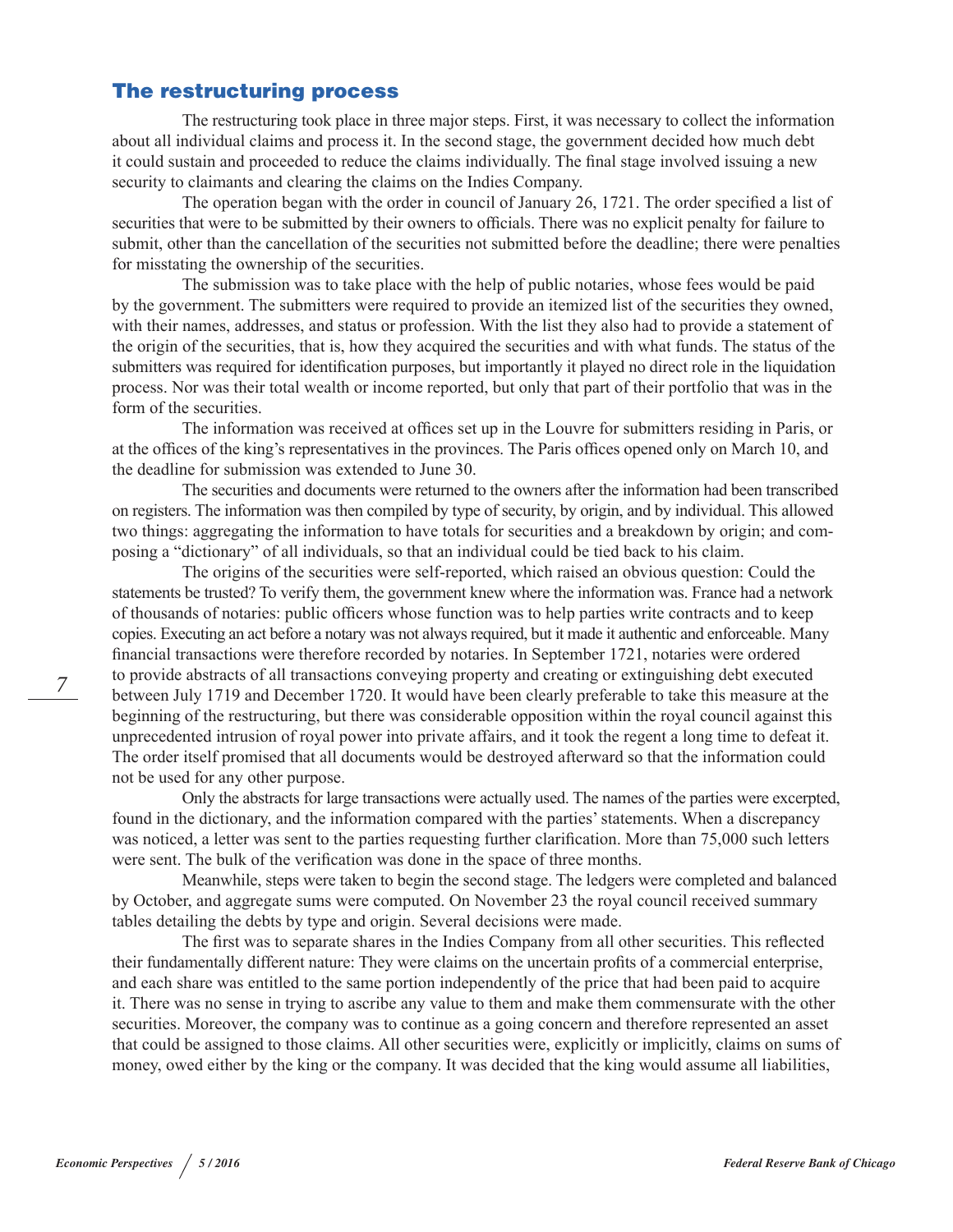## The restructuring process

The restructuring took place in three major steps. First, it was necessary to collect the information about all individual claims and process it. In the second stage, the government decided how much debt it could sustain and proceeded to reduce the claims individually. The final stage involved issuing a new security to claimants and clearing the claims on the Indies Company.

The operation began with the order in council of January 26, 1721. The order specified a list of securities that were to be submitted by their owners to officials. There was no explicit penalty for failure to submit, other than the cancellation of the securities not submitted before the deadline; there were penalties for misstating the ownership of the securities.

The submission was to take place with the help of public notaries, whose fees would be paid by the government. The submitters were required to provide an itemized list of the securities they owned, with their names, addresses, and status or profession. With the list they also had to provide a statement of the origin of the securities, that is, how they acquired the securities and with what funds. The status of the submitters was required for identification purposes, but importantly it played no direct role in the liquidation process. Nor was their total wealth or income reported, but only that part of their portfolio that was in the form of the securities.

The information was received at offices set up in the Louvre for submitters residing in Paris, or at the offices of the king's representatives in the provinces. The Paris offices opened only on March 10, and the deadline for submission was extended to June 30.

The securities and documents were returned to the owners after the information had been transcribed on registers. The information was then compiled by type of security, by origin, and by individual. This allowed two things: aggregating the information to have totals for securities and a breakdown by origin; and composing a "dictionary" of all individuals, so that an individual could be tied back to his claim.

The origins of the securities were self-reported, which raised an obvious question: Could the statements be trusted? To verify them, the government knew where the information was. France had a network of thousands of notaries: public officers whose function was to help parties write contracts and to keep copies. Executing an act before a notary was not always required, but it made it authentic and enforceable. Many financial transactions were therefore recorded by notaries. In September 1721, notaries were ordered to provide abstracts of all transactions conveying property and creating or extinguishing debt executed between July 1719 and December 1720. It would have been clearly preferable to take this measure at the beginning of the restructuring, but there was considerable opposition within the royal council against this unprecedented intrusion of royal power into private affairs, and it took the regent a long time to defeat it. The order itself promised that all documents would be destroyed afterward so that the information could not be used for any other purpose.

Only the abstracts for large transactions were actually used. The names of the parties were excerpted, found in the dictionary, and the information compared with the parties' statements. When a discrepancy was noticed, a letter was sent to the parties requesting further clarification. More than 75,000 such letters were sent. The bulk of the verification was done in the space of three months.

Meanwhile, steps were taken to begin the second stage. The ledgers were completed and balanced by October, and aggregate sums were computed. On November 23 the royal council received summary tables detailing the debts by type and origin. Several decisions were made.

The first was to separate shares in the Indies Company from all other securities. This reflected their fundamentally different nature: They were claims on the uncertain profits of a commercial enterprise, and each share was entitled to the same portion independently of the price that had been paid to acquire it. There was no sense in trying to ascribe any value to them and make them commensurate with the other securities. Moreover, the company was to continue as a going concern and therefore represented an asset that could be assigned to those claims. All other securities were, explicitly or implicitly, claims on sums of money, owed either by the king or the company. It was decided that the king would assume all liabilities,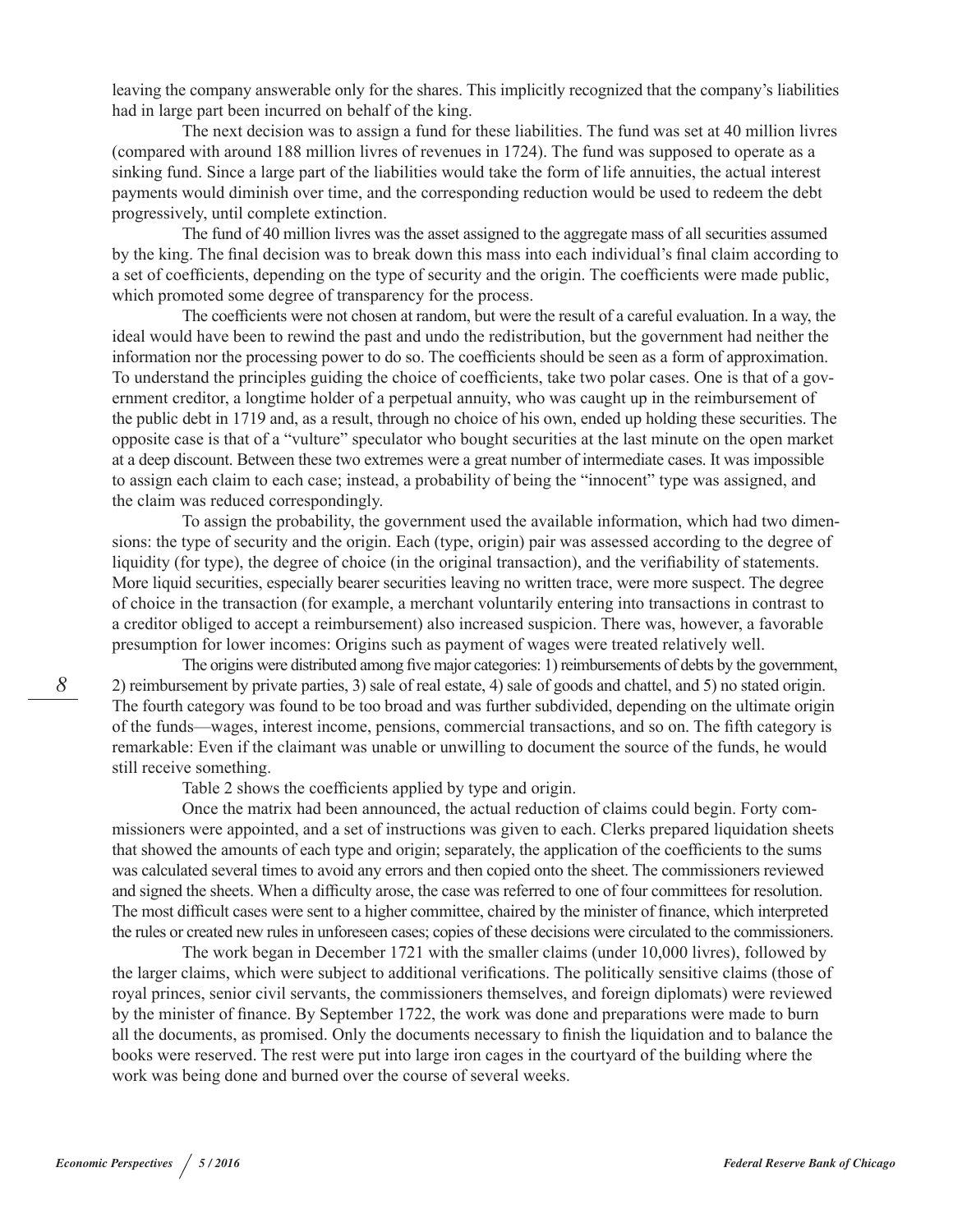leaving the company answerable only for the shares. This implicitly recognized that the company's liabilities had in large part been incurred on behalf of the king.

The next decision was to assign a fund for these liabilities. The fund was set at 40 million livres (compared with around 188 million livres of revenues in 1724). The fund was supposed to operate as a sinking fund. Since a large part of the liabilities would take the form of life annuities, the actual interest payments would diminish over time, and the corresponding reduction would be used to redeem the debt progressively, until complete extinction.

The fund of 40 million livres was the asset assigned to the aggregate mass of all securities assumed by the king. The final decision was to break down this mass into each individual's final claim according to a set of coefficients, depending on the type of security and the origin. The coefficients were made public, which promoted some degree of transparency for the process.

The coefficients were not chosen at random, but were the result of a careful evaluation. In a way, the ideal would have been to rewind the past and undo the redistribution, but the government had neither the information nor the processing power to do so. The coefficients should be seen as a form of approximation. To understand the principles guiding the choice of coefficients, take two polar cases. One is that of a government creditor, a longtime holder of a perpetual annuity, who was caught up in the reimbursement of the public debt in 1719 and, as a result, through no choice of his own, ended up holding these securities. The opposite case is that of a "vulture" speculator who bought securities at the last minute on the open market at a deep discount. Between these two extremes were a great number of intermediate cases. It was impossible to assign each claim to each case; instead, a probability of being the "innocent" type was assigned, and the claim was reduced correspondingly.

To assign the probability, the government used the available information, which had two dimensions: the type of security and the origin. Each (type, origin) pair was assessed according to the degree of liquidity (for type), the degree of choice (in the original transaction), and the verifiability of statements. More liquid securities, especially bearer securities leaving no written trace, were more suspect. The degree of choice in the transaction (for example, a merchant voluntarily entering into transactions in contrast to a creditor obliged to accept a reimbursement) also increased suspicion. There was, however, a favorable presumption for lower incomes: Origins such as payment of wages were treated relatively well.

The origins were distributed among five major categories: 1) reimbursements of debts by the government, 2) reimbursement by private parties, 3) sale of real estate, 4) sale of goods and chattel, and 5) no stated origin. The fourth category was found to be too broad and was further subdivided, depending on the ultimate origin of the funds—wages, interest income, pensions, commercial transactions, and so on. The fifth category is remarkable: Even if the claimant was unable or unwilling to document the source of the funds, he would still receive something.

Table 2 shows the coefficients applied by type and origin.

Once the matrix had been announced, the actual reduction of claims could begin. Forty commissioners were appointed, and a set of instructions was given to each. Clerks prepared liquidation sheets that showed the amounts of each type and origin; separately, the application of the coefficients to the sums was calculated several times to avoid any errors and then copied onto the sheet. The commissioners reviewed and signed the sheets. When a difficulty arose, the case was referred to one of four committees for resolution. The most difficult cases were sent to a higher committee, chaired by the minister of finance, which interpreted the rules or created new rules in unforeseen cases; copies of these decisions were circulated to the commissioners.

The work began in December 1721 with the smaller claims (under 10,000 livres), followed by the larger claims, which were subject to additional verifications. The politically sensitive claims (those of royal princes, senior civil servants, the commissioners themselves, and foreign diplomats) were reviewed by the minister of finance. By September 1722, the work was done and preparations were made to burn all the documents, as promised. Only the documents necessary to finish the liquidation and to balance the books were reserved. The rest were put into large iron cages in the courtyard of the building where the work was being done and burned over the course of several weeks.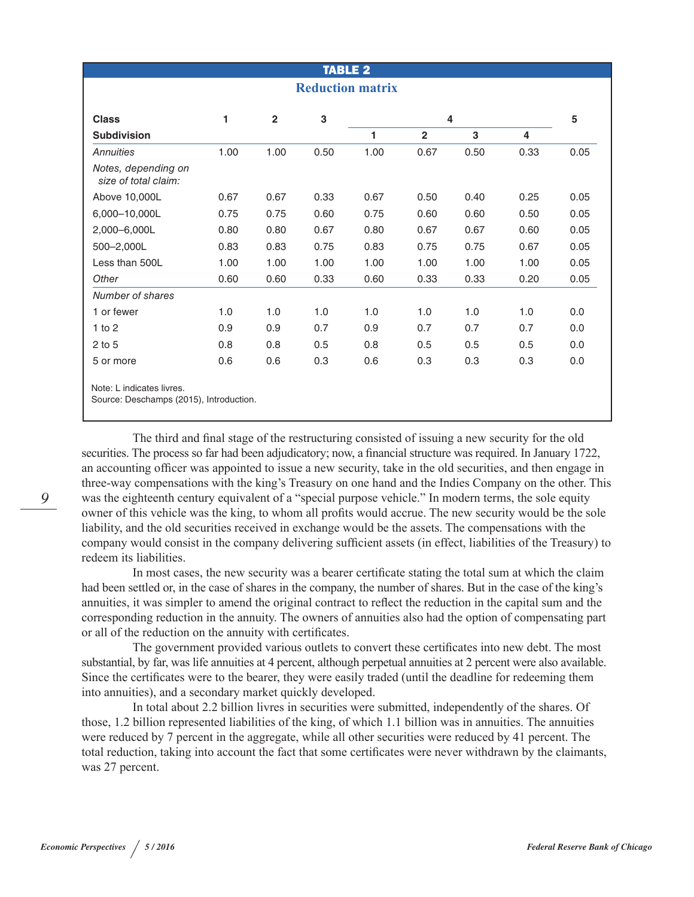**TABLE 2**

**Reduction matrix**

| Class | 1 | 2 | 3 | 4 | | | | 5 |
|---|---|---|---|---|---|---|---|---|
| Subdivision | | | | 1 | 2 | 3 | 4 | |
| *Annuities* | 1.00 | 1.00 | 0.50 | 1.00 | 0.67 | 0.50 | 0.33 | 0.05 |
| *Notes, depending on size of total claim:* | | | | | | | | |
| Above 10,000L | 0.67 | 0.67 | 0.33 | 0.67 | 0.50 | 0.40 | 0.25 | 0.05 |
| 6,000–10,000L | 0.75 | 0.75 | 0.60 | 0.75 | 0.60 | 0.60 | 0.50 | 0.05 |
| 2,000–6,000L | 0.80 | 0.80 | 0.67 | 0.80 | 0.67 | 0.67 | 0.60 | 0.05 |
| 500–2,000L | 0.83 | 0.83 | 0.75 | 0.83 | 0.75 | 0.75 | 0.67 | 0.05 |
| Less than 500L | 1.00 | 1.00 | 1.00 | 1.00 | 1.00 | 1.00 | 1.00 | 0.05 |
| *Other* | 0.60 | 0.60 | 0.33 | 0.60 | 0.33 | 0.33 | 0.20 | 0.05 |
| *Number of shares* | | | | | | | | |
| 1 or fewer | 1.0 | 1.0 | 1.0 | 1.0 | 1.0 | 1.0 | 1.0 | 0.0 |
| 1 to 2 | 0.9 | 0.9 | 0.7 | 0.9 | 0.7 | 0.7 | 0.7 | 0.0 |
| 2 to 5 | 0.8 | 0.8 | 0.5 | 0.8 | 0.5 | 0.5 | 0.5 | 0.0 |
| 5 or more | 0.6 | 0.6 | 0.3 | 0.6 | 0.3 | 0.3 | 0.3 | 0.0 |

Note: L indicates livres.
Source: Deschamps (2015), Introduction.

The third and final stage of the restructuring consisted of issuing a new security for the old securities. The process so far had been adjudicatory; now, a financial structure was required. In January 1722, an accounting officer was appointed to issue a new security, take in the old securities, and then engage in three-way compensations with the king's Treasury on one hand and the Indies Company on the other. This was the eighteenth century equivalent of a "special purpose vehicle." In modern terms, the sole equity owner of this vehicle was the king, to whom all profits would accrue. The new security would be the sole liability, and the old securities received in exchange would be the assets. The compensations with the company would consist in the company delivering sufficient assets (in effect, liabilities of the Treasury) to redeem its liabilities.

In most cases, the new security was a bearer certificate stating the total sum at which the claim had been settled or, in the case of shares in the company, the number of shares. But in the case of the king's annuities, it was simpler to amend the original contract to reflect the reduction in the capital sum and the corresponding reduction in the annuity. The owners of annuities also had the option of compensating part or all of the reduction on the annuity with certificates.

The government provided various outlets to convert these certificates into new debt. The most substantial, by far, was life annuities at 4 percent, although perpetual annuities at 2 percent were also available. Since the certificates were to the bearer, they were easily traded (until the deadline for redeeming them into annuities), and a secondary market quickly developed.

In total about 2.2 billion livres in securities were submitted, independently of the shares. Of those, 1.2 billion represented liabilities of the king, of which 1.1 billion was in annuities. The annuities were reduced by 7 percent in the aggregate, while all other securities were reduced by 41 percent. The total reduction, taking into account the fact that some certificates were never withdrawn by the claimants, was 27 percent.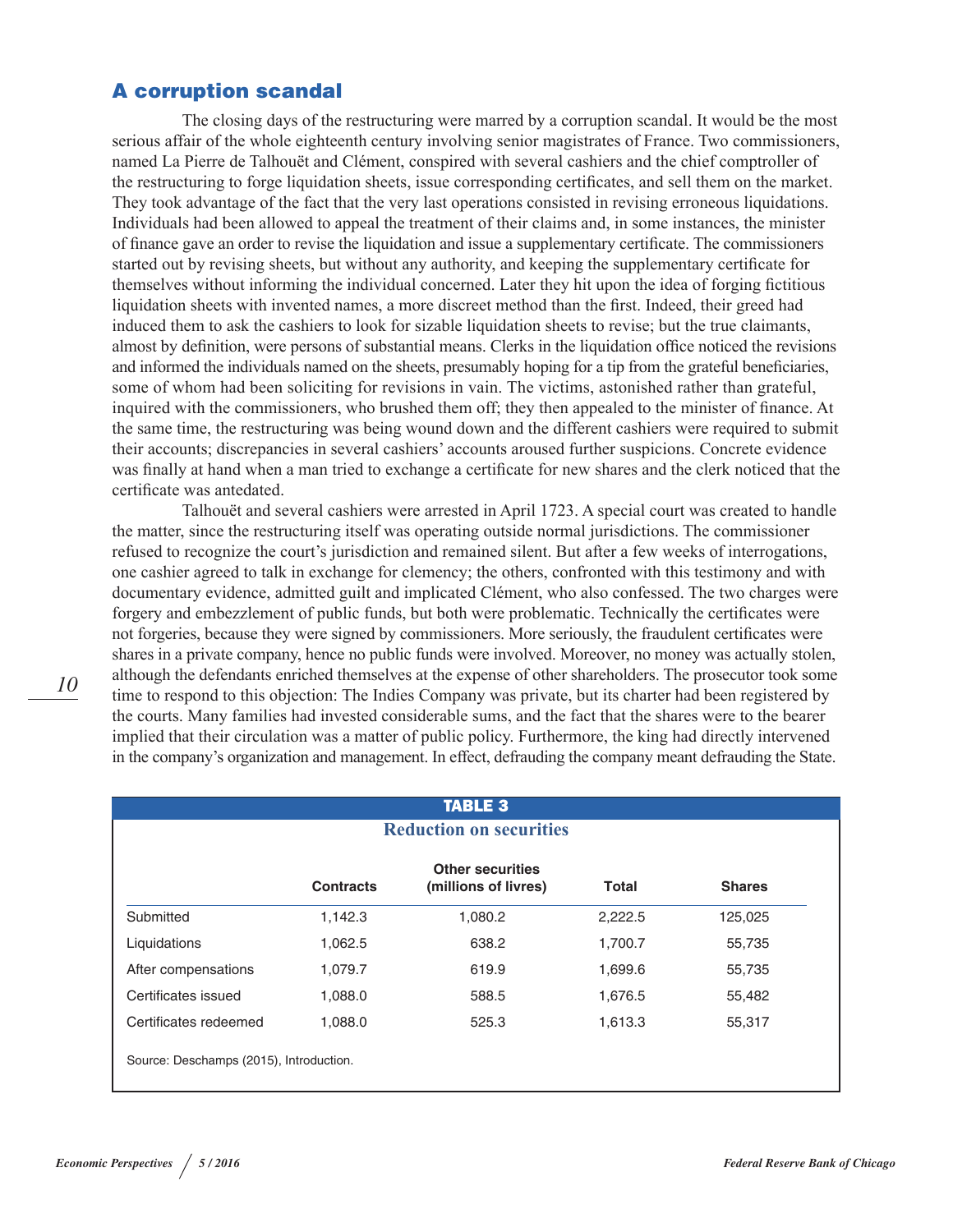## A corruption scandal

The closing days of the restructuring were marred by a corruption scandal. It would be the most serious affair of the whole eighteenth century involving senior magistrates of France. Two commissioners, named La Pierre de Talhouët and Clément, conspired with several cashiers and the chief comptroller of the restructuring to forge liquidation sheets, issue corresponding certificates, and sell them on the market. They took advantage of the fact that the very last operations consisted in revising erroneous liquidations. Individuals had been allowed to appeal the treatment of their claims and, in some instances, the minister of finance gave an order to revise the liquidation and issue a supplementary certificate. The commissioners started out by revising sheets, but without any authority, and keeping the supplementary certificate for themselves without informing the individual concerned. Later they hit upon the idea of forging fictitious liquidation sheets with invented names, a more discreet method than the first. Indeed, their greed had induced them to ask the cashiers to look for sizable liquidation sheets to revise; but the true claimants, almost by definition, were persons of substantial means. Clerks in the liquidation office noticed the revisions and informed the individuals named on the sheets, presumably hoping for a tip from the grateful beneficiaries, some of whom had been soliciting for revisions in vain. The victims, astonished rather than grateful, inquired with the commissioners, who brushed them off; they then appealed to the minister of finance. At the same time, the restructuring was being wound down and the different cashiers were required to submit their accounts; discrepancies in several cashiers' accounts aroused further suspicions. Concrete evidence was finally at hand when a man tried to exchange a certificate for new shares and the clerk noticed that the certificate was antedated.

Talhouët and several cashiers were arrested in April 1723. A special court was created to handle the matter, since the restructuring itself was operating outside normal jurisdictions. The commissioner refused to recognize the court's jurisdiction and remained silent. But after a few weeks of interrogations, one cashier agreed to talk in exchange for clemency; the others, confronted with this testimony and with documentary evidence, admitted guilt and implicated Clément, who also confessed. The two charges were forgery and embezzlement of public funds, but both were problematic. Technically the certificates were not forgeries, because they were signed by commissioners. More seriously, the fraudulent certificates were shares in a private company, hence no public funds were involved. Moreover, no money was actually stolen, although the defendants enriched themselves at the expense of other shareholders. The prosecutor took some time to respond to this objection: The Indies Company was private, but its charter had been registered by the courts. Many families had invested considerable sums, and the fact that the shares were to the bearer implied that their circulation was a matter of public policy. Furthermore, the king had directly intervened in the company's organization and management. In effect, defrauding the company meant defrauding the State.

**TABLE 3**

**Reduction on securities**

| | Contracts | Other securities (millions of livres) | Total | Shares |
|---|---|---|---|---|
| Submitted | 1,142.3 | 1,080.2 | 2,222.5 | 125,025 |
| Liquidations | 1,062.5 | 638.2 | 1,700.7 | 55,735 |
| After compensations | 1,079.7 | 619.9 | 1,699.6 | 55,735 |
| Certificates issued | 1,088.0 | 588.5 | 1,676.5 | 55,482 |
| Certificates redeemed | 1,088.0 | 525.3 | 1,613.3 | 55,317 |

Source: Deschamps (2015), Introduction.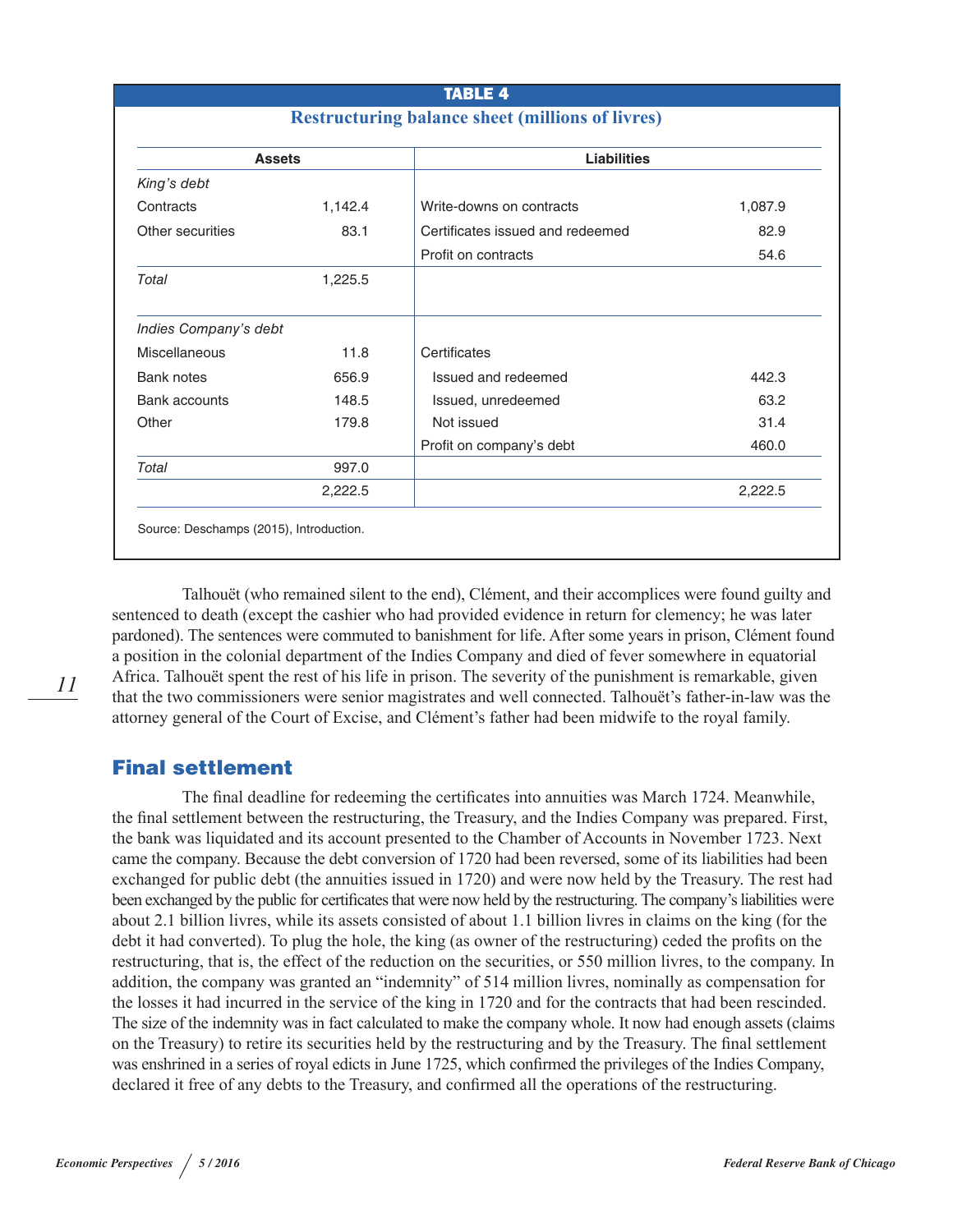**TABLE 4**

**Restructuring balance sheet (millions of livres)**

| Assets | | Liabilities | |
|---|---|---|---|
| *King's debt* | | | |
| Contracts | 1,142.4 | Write-downs on contracts | 1,087.9 |
| Other securities | 83.1 | Certificates issued and redeemed | 82.9 |
| | | Profit on contracts | 54.6 |
| *Total* | 1,225.5 | | |
| *Indies Company's debt* | | | |
| Miscellaneous | 11.8 | Certificates | |
| Bank notes | 656.9 | Issued and redeemed | 442.3 |
| Bank accounts | 148.5 | Issued, unredeemed | 63.2 |
| Other | 179.8 | Not issued | 31.4 |
| | | Profit on company's debt | 460.0 |
| *Total* | 997.0 | | |
| | 2,222.5 | | 2,222.5 |

Source: Deschamps (2015), Introduction.

Talhouët (who remained silent to the end), Clément, and their accomplices were found guilty and sentenced to death (except the cashier who had provided evidence in return for clemency; he was later pardoned). The sentences were commuted to banishment for life. After some years in prison, Clément found a position in the colonial department of the Indies Company and died of fever somewhere in equatorial Africa. Talhouët spent the rest of his life in prison. The severity of the punishment is remarkable, given that the two commissioners were senior magistrates and well connected. Talhouët's father-in-law was the attorney general of the Court of Excise, and Clément's father had been midwife to the royal family.

## Final settlement

The final deadline for redeeming the certificates into annuities was March 1724. Meanwhile, the final settlement between the restructuring, the Treasury, and the Indies Company was prepared. First, the bank was liquidated and its account presented to the Chamber of Accounts in November 1723. Next came the company. Because the debt conversion of 1720 had been reversed, some of its liabilities had been exchanged for public debt (the annuities issued in 1720) and were now held by the Treasury. The rest had been exchanged by the public for certificates that were now held by the restructuring. The company's liabilities were about 2.1 billion livres, while its assets consisted of about 1.1 billion livres in claims on the king (for the debt it had converted). To plug the hole, the king (as owner of the restructuring) ceded the profits on the restructuring, that is, the effect of the reduction on the securities, or 550 million livres, to the company. In addition, the company was granted an "indemnity" of 514 million livres, nominally as compensation for the losses it had incurred in the service of the king in 1720 and for the contracts that had been rescinded. The size of the indemnity was in fact calculated to make the company whole. It now had enough assets (claims on the Treasury) to retire its securities held by the restructuring and by the Treasury. The final settlement was enshrined in a series of royal edicts in June 1725, which confirmed the privileges of the Indies Company, declared it free of any debts to the Treasury, and confirmed all the operations of the restructuring.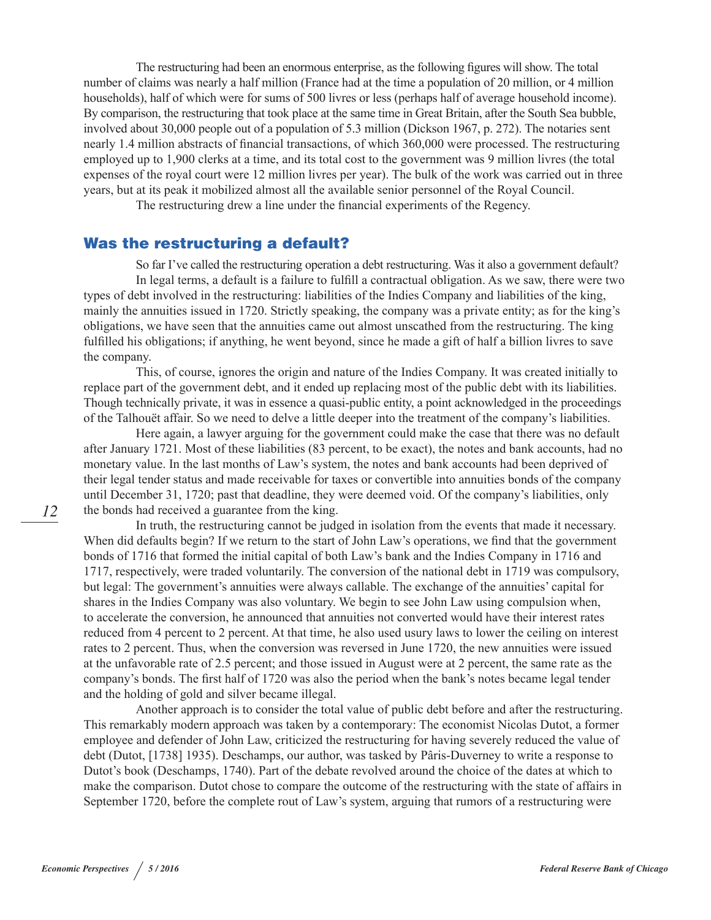The restructuring had been an enormous enterprise, as the following figures will show. The total number of claims was nearly a half million (France had at the time a population of 20 million, or 4 million households), half of which were for sums of 500 livres or less (perhaps half of average household income). By comparison, the restructuring that took place at the same time in Great Britain, after the South Sea bubble, involved about 30,000 people out of a population of 5.3 million (Dickson 1967, p. 272). The notaries sent nearly 1.4 million abstracts of financial transactions, of which 360,000 were processed. The restructuring employed up to 1,900 clerks at a time, and its total cost to the government was 9 million livres (the total expenses of the royal court were 12 million livres per year). The bulk of the work was carried out in three years, but at its peak it mobilized almost all the available senior personnel of the Royal Council.

The restructuring drew a line under the financial experiments of the Regency.

## Was the restructuring a default?

So far I've called the restructuring operation a debt restructuring. Was it also a government default?

In legal terms, a default is a failure to fulfill a contractual obligation. As we saw, there were two types of debt involved in the restructuring: liabilities of the Indies Company and liabilities of the king, mainly the annuities issued in 1720. Strictly speaking, the company was a private entity; as for the king's obligations, we have seen that the annuities came out almost unscathed from the restructuring. The king fulfilled his obligations; if anything, he went beyond, since he made a gift of half a billion livres to save the company.

This, of course, ignores the origin and nature of the Indies Company. It was created initially to replace part of the government debt, and it ended up replacing most of the public debt with its liabilities. Though technically private, it was in essence a quasi-public entity, a point acknowledged in the proceedings of the Talhouët affair. So we need to delve a little deeper into the treatment of the company's liabilities.

Here again, a lawyer arguing for the government could make the case that there was no default after January 1721. Most of these liabilities (83 percent, to be exact), the notes and bank accounts, had no monetary value. In the last months of Law's system, the notes and bank accounts had been deprived of their legal tender status and made receivable for taxes or convertible into annuities bonds of the company until December 31, 1720; past that deadline, they were deemed void. Of the company's liabilities, only the bonds had received a guarantee from the king.

In truth, the restructuring cannot be judged in isolation from the events that made it necessary. When did defaults begin? If we return to the start of John Law's operations, we find that the government bonds of 1716 that formed the initial capital of both Law's bank and the Indies Company in 1716 and 1717, respectively, were traded voluntarily. The conversion of the national debt in 1719 was compulsory, but legal: The government's annuities were always callable. The exchange of the annuities' capital for shares in the Indies Company was also voluntary. We begin to see John Law using compulsion when, to accelerate the conversion, he announced that annuities not converted would have their interest rates reduced from 4 percent to 2 percent. At that time, he also used usury laws to lower the ceiling on interest rates to 2 percent. Thus, when the conversion was reversed in June 1720, the new annuities were issued at the unfavorable rate of 2.5 percent; and those issued in August were at 2 percent, the same rate as the company's bonds. The first half of 1720 was also the period when the bank's notes became legal tender and the holding of gold and silver became illegal.

Another approach is to consider the total value of public debt before and after the restructuring. This remarkably modern approach was taken by a contemporary: The economist Nicolas Dutot, a former employee and defender of John Law, criticized the restructuring for having severely reduced the value of debt (Dutot, [1738] 1935). Deschamps, our author, was tasked by Pâris-Duverney to write a response to Dutot's book (Deschamps, 1740). Part of the debate revolved around the choice of the dates at which to make the comparison. Dutot chose to compare the outcome of the restructuring with the state of affairs in September 1720, before the complete rout of Law's system, arguing that rumors of a restructuring were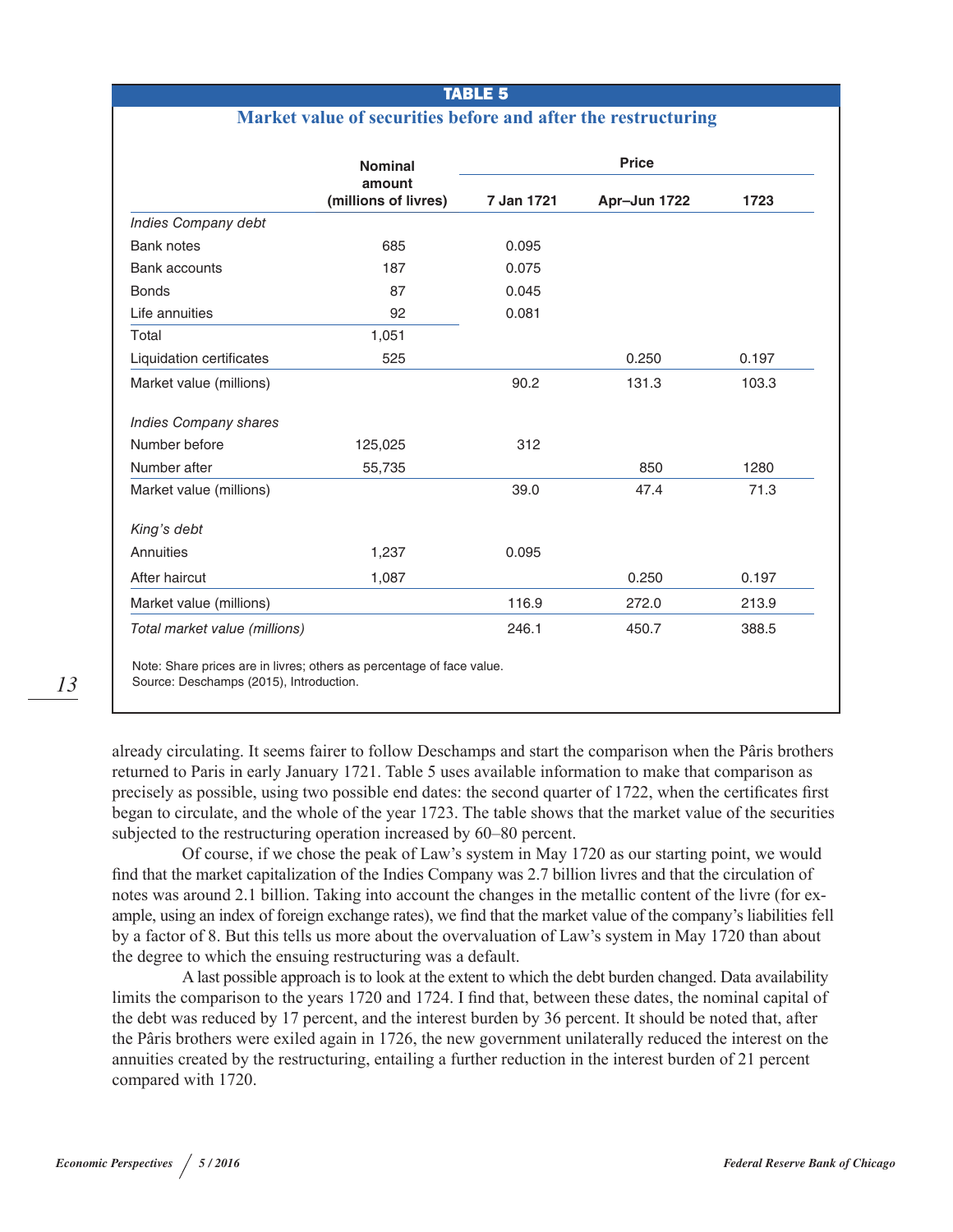**TABLE 5**

**Market value of securities before and after the restructuring**

| | Nominal amount (millions of livres) | Price | | |
|---|---|---|---|---|
| | | 7 Jan 1721 | Apr–Jun 1722 | 1723 |
| *Indies Company debt* | | | | |
| Bank notes | 685 | 0.095 | | |
| Bank accounts | 187 | 0.075 | | |
| Bonds | 87 | 0.045 | | |
| Life annuities | 92 | 0.081 | | |
| Total | 1,051 | | | |
| Liquidation certificates | 525 | | 0.250 | 0.197 |
| Market value (millions) | | 90.2 | 131.3 | 103.3 |
| *Indies Company shares* | | | | |
| Number before | 125,025 | 312 | | |
| Number after | 55,735 | | 850 | 1280 |
| Market value (millions) | | 39.0 | 47.4 | 71.3 |
| *King's debt* | | | | |
| Annuities | 1,237 | 0.095 | | |
| After haircut | 1,087 | | 0.250 | 0.197 |
| Market value (millions) | | 116.9 | 272.0 | 213.9 |
| *Total market value (millions)* | | 246.1 | 450.7 | 388.5 |

Note: Share prices are in livres; others as percentage of face value.
Source: Deschamps (2015), Introduction.

already circulating. It seems fairer to follow Deschamps and start the comparison when the Pâris brothers returned to Paris in early January 1721. Table 5 uses available information to make that comparison as precisely as possible, using two possible end dates: the second quarter of 1722, when the certificates first began to circulate, and the whole of the year 1723. The table shows that the market value of the securities subjected to the restructuring operation increased by 60–80 percent.

Of course, if we chose the peak of Law's system in May 1720 as our starting point, we would find that the market capitalization of the Indies Company was 2.7 billion livres and that the circulation of notes was around 2.1 billion. Taking into account the changes in the metallic content of the livre (for example, using an index of foreign exchange rates), we find that the market value of the company's liabilities fell by a factor of 8. But this tells us more about the overvaluation of Law's system in May 1720 than about the degree to which the ensuing restructuring was a default.

A last possible approach is to look at the extent to which the debt burden changed. Data availability limits the comparison to the years 1720 and 1724. I find that, between these dates, the nominal capital of the debt was reduced by 17 percent, and the interest burden by 36 percent. It should be noted that, after the Pâris brothers were exiled again in 1726, the new government unilaterally reduced the interest on the annuities created by the restructuring, entailing a further reduction in the interest burden of 21 percent compared with 1720.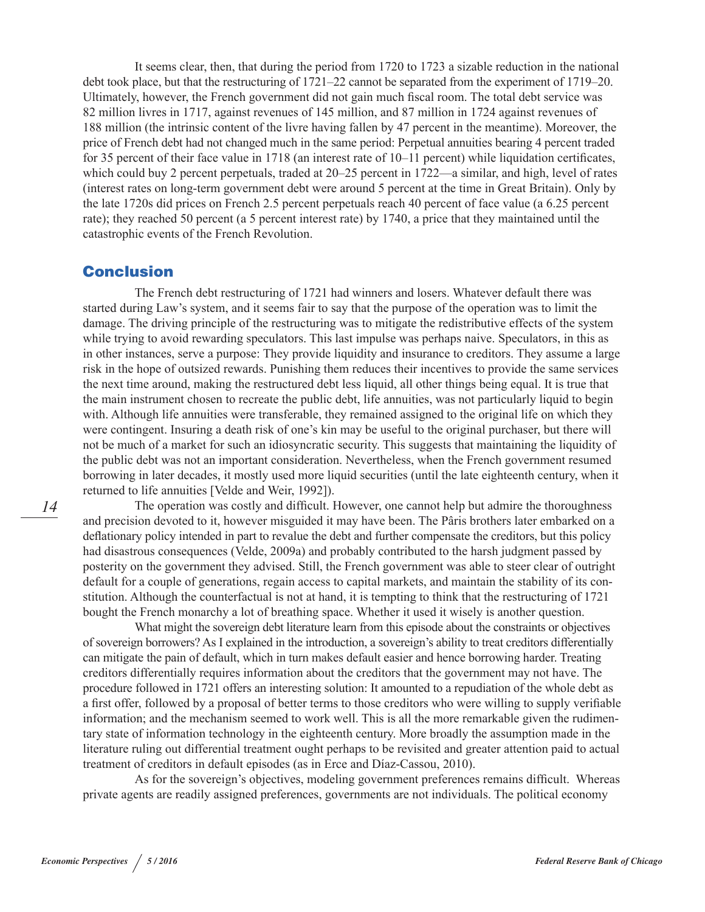It seems clear, then, that during the period from 1720 to 1723 a sizable reduction in the national debt took place, but that the restructuring of 1721–22 cannot be separated from the experiment of 1719–20. Ultimately, however, the French government did not gain much fiscal room. The total debt service was 82 million livres in 1717, against revenues of 145 million, and 87 million in 1724 against revenues of 188 million (the intrinsic content of the livre having fallen by 47 percent in the meantime). Moreover, the price of French debt had not changed much in the same period: Perpetual annuities bearing 4 percent traded for 35 percent of their face value in 1718 (an interest rate of 10–11 percent) while liquidation certificates, which could buy 2 percent perpetuals, traded at 20–25 percent in 1722—a similar, and high, level of rates (interest rates on long-term government debt were around 5 percent at the time in Great Britain). Only by the late 1720s did prices on French 2.5 percent perpetuals reach 40 percent of face value (a 6.25 percent rate); they reached 50 percent (a 5 percent interest rate) by 1740, a price that they maintained until the catastrophic events of the French Revolution.

## Conclusion

The French debt restructuring of 1721 had winners and losers. Whatever default there was started during Law's system, and it seems fair to say that the purpose of the operation was to limit the damage. The driving principle of the restructuring was to mitigate the redistributive effects of the system while trying to avoid rewarding speculators. This last impulse was perhaps naive. Speculators, in this as in other instances, serve a purpose: They provide liquidity and insurance to creditors. They assume a large risk in the hope of outsized rewards. Punishing them reduces their incentives to provide the same services the next time around, making the restructured debt less liquid, all other things being equal. It is true that the main instrument chosen to recreate the public debt, life annuities, was not particularly liquid to begin with. Although life annuities were transferable, they remained assigned to the original life on which they were contingent. Insuring a death risk of one's kin may be useful to the original purchaser, but there will not be much of a market for such an idiosyncratic security. This suggests that maintaining the liquidity of the public debt was not an important consideration. Nevertheless, when the French government resumed borrowing in later decades, it mostly used more liquid securities (until the late eighteenth century, when it returned to life annuities [Velde and Weir, 1992]).

The operation was costly and difficult. However, one cannot help but admire the thoroughness and precision devoted to it, however misguided it may have been. The Pâris brothers later embarked on a deflationary policy intended in part to revalue the debt and further compensate the creditors, but this policy had disastrous consequences (Velde, 2009a) and probably contributed to the harsh judgment passed by posterity on the government they advised. Still, the French government was able to steer clear of outright default for a couple of generations, regain access to capital markets, and maintain the stability of its constitution. Although the counterfactual is not at hand, it is tempting to think that the restructuring of 1721 bought the French monarchy a lot of breathing space. Whether it used it wisely is another question.

What might the sovereign debt literature learn from this episode about the constraints or objectives of sovereign borrowers? As I explained in the introduction, a sovereign's ability to treat creditors differentially can mitigate the pain of default, which in turn makes default easier and hence borrowing harder. Treating creditors differentially requires information about the creditors that the government may not have. The procedure followed in 1721 offers an interesting solution: It amounted to a repudiation of the whole debt as a first offer, followed by a proposal of better terms to those creditors who were willing to supply verifiable information; and the mechanism seemed to work well. This is all the more remarkable given the rudimentary state of information technology in the eighteenth century. More broadly the assumption made in the literature ruling out differential treatment ought perhaps to be revisited and greater attention paid to actual treatment of creditors in default episodes (as in Erce and Díaz-Cassou, 2010).

As for the sovereign's objectives, modeling government preferences remains difficult. Whereas private agents are readily assigned preferences, governments are not individuals. The political economy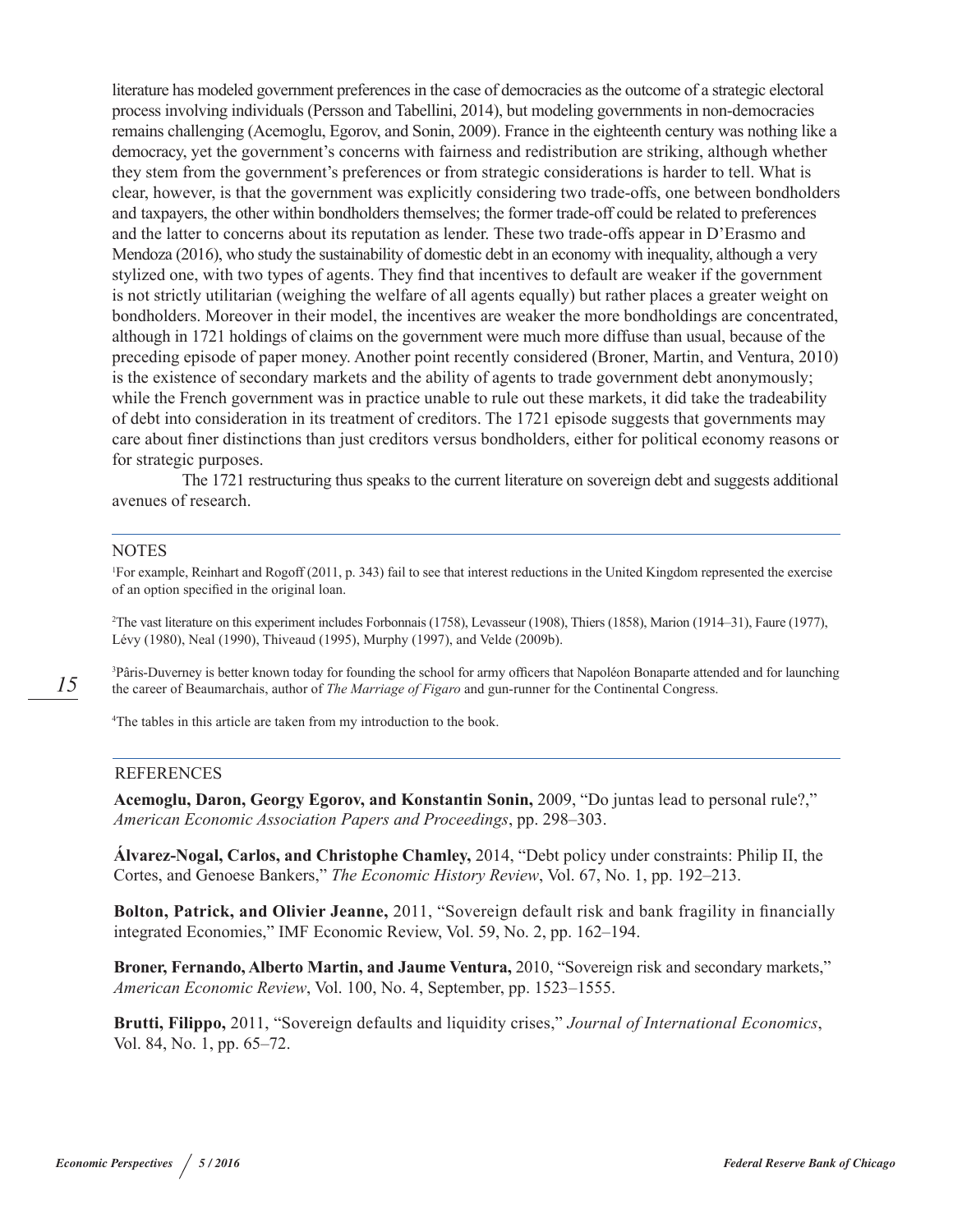literature has modeled government preferences in the case of democracies as the outcome of a strategic electoral process involving individuals (Persson and Tabellini, 2014), but modeling governments in non-democracies remains challenging (Acemoglu, Egorov, and Sonin, 2009). France in the eighteenth century was nothing like a democracy, yet the government's concerns with fairness and redistribution are striking, although whether they stem from the government's preferences or from strategic considerations is harder to tell. What is clear, however, is that the government was explicitly considering two trade-offs, one between bondholders and taxpayers, the other within bondholders themselves; the former trade-off could be related to preferences and the latter to concerns about its reputation as lender. These two trade-offs appear in D'Erasmo and Mendoza (2016), who study the sustainability of domestic debt in an economy with inequality, although a very stylized one, with two types of agents. They find that incentives to default are weaker if the government is not strictly utilitarian (weighing the welfare of all agents equally) but rather places a greater weight on bondholders. Moreover in their model, the incentives are weaker the more bondholdings are concentrated, although in 1721 holdings of claims on the government were much more diffuse than usual, because of the preceding episode of paper money. Another point recently considered (Broner, Martin, and Ventura, 2010) is the existence of secondary markets and the ability of agents to trade government debt anonymously; while the French government was in practice unable to rule out these markets, it did take the tradeability of debt into consideration in its treatment of creditors. The 1721 episode suggests that governments may care about finer distinctions than just creditors versus bondholders, either for political economy reasons or for strategic purposes.

The 1721 restructuring thus speaks to the current literature on sovereign debt and suggests additional avenues of research.

## NOTES

[1]For example, Reinhart and Rogoff (2011, p. 343) fail to see that interest reductions in the United Kingdom represented the exercise of an option specified in the original loan.

[2]The vast literature on this experiment includes Forbonnais (1758), Levasseur (1908), Thiers (1858), Marion (1914–31), Faure (1977), Lévy (1980), Neal (1990), Thiveaud (1995), Murphy (1997), and Velde (2009b).

[3]Pâris-Duverney is better known today for founding the school for army officers that Napoléon Bonaparte attended and for launching the career of Beaumarchais, author of *The Marriage of Figaro* and gun-runner for the Continental Congress.

[4]The tables in this article are taken from my introduction to the book.

## REFERENCES

**Acemoglu, Daron, Georgy Egorov, and Konstantin Sonin,** 2009, "Do juntas lead to personal rule?," *American Economic Association Papers and Proceedings*, pp. 298–303.

**Álvarez-Nogal, Carlos, and Christophe Chamley,** 2014, "Debt policy under constraints: Philip II, the Cortes, and Genoese Bankers," *The Economic History Review*, Vol. 67, No. 1, pp. 192–213.

**Bolton, Patrick, and Olivier Jeanne,** 2011, "Sovereign default risk and bank fragility in financially integrated Economies," IMF Economic Review, Vol. 59, No. 2, pp. 162–194.

**Broner, Fernando, Alberto Martin, and Jaume Ventura,** 2010, "Sovereign risk and secondary markets," *American Economic Review*, Vol. 100, No. 4, September, pp. 1523–1555.

**Brutti, Filippo,** 2011, "Sovereign defaults and liquidity crises," *Journal of International Economics*, Vol. 84, No. 1, pp. 65–72.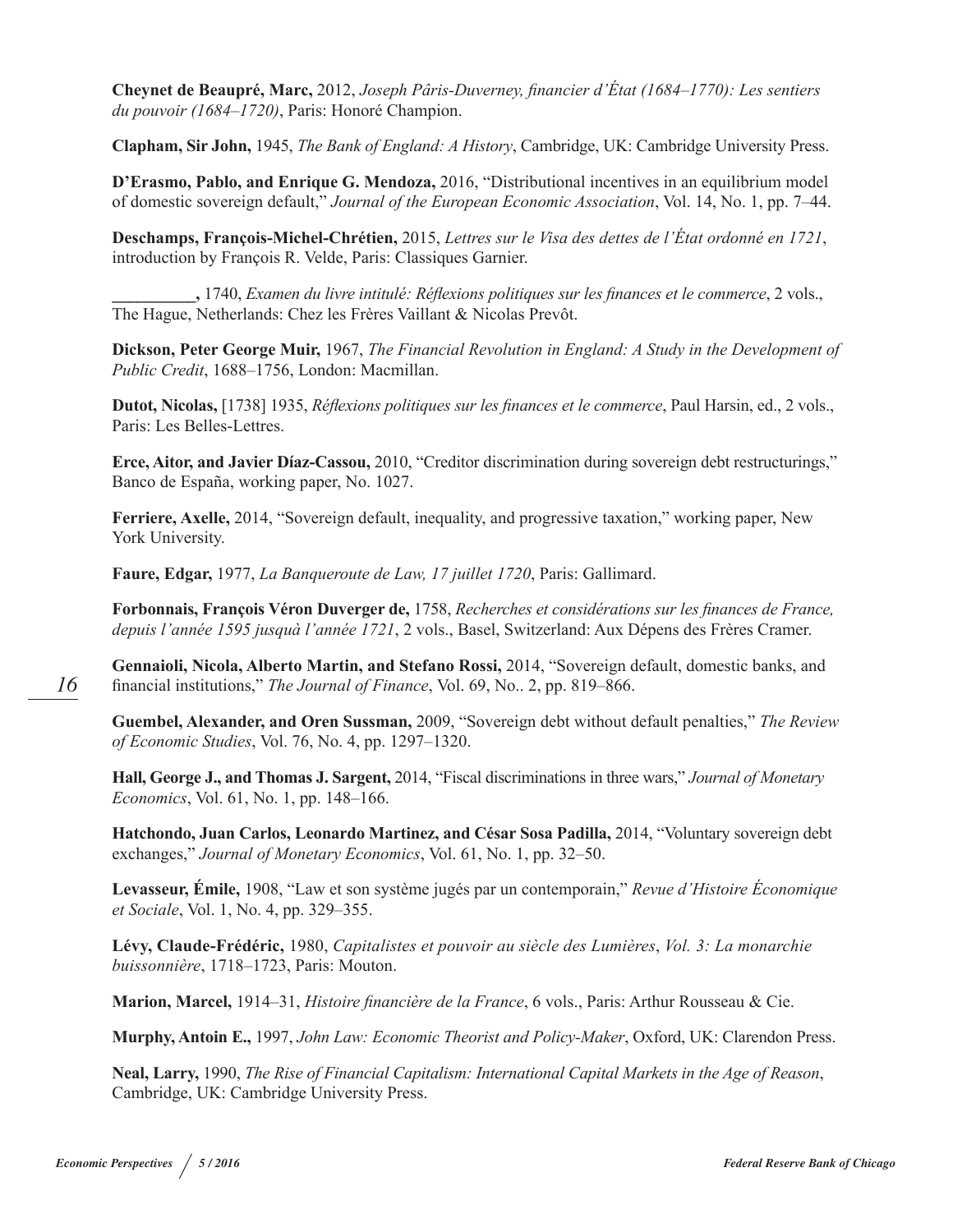**Cheynet de Beaupré, Marc,** 2012, *Joseph Pâris-Duverney, financier d'État (1684–1770): Les sentiers du pouvoir (1684–1720)*, Paris: Honoré Champion.

**Clapham, Sir John,** 1945, *The Bank of England: A History*, Cambridge, UK: Cambridge University Press.

**D'Erasmo, Pablo, and Enrique G. Mendoza,** 2016, "Distributional incentives in an equilibrium model of domestic sovereign default," *Journal of the European Economic Association*, Vol. 14, No. 1, pp. 7–44.

**Deschamps, François-Michel-Chrétien,** 2015, *Lettres sur le Visa des dettes de l'État ordonné en 1721*, introduction by François R. Velde, Paris: Classiques Garnier.

**__________,** 1740, *Examen du livre intitulé: Réflexions politiques sur les finances et le commerce*, 2 vols., The Hague, Netherlands: Chez les Frères Vaillant & Nicolas Prevôt.

**Dickson, Peter George Muir,** 1967, *The Financial Revolution in England: A Study in the Development of Public Credit*, 1688–1756, London: Macmillan.

**Dutot, Nicolas,** [1738] 1935, *Réflexions politiques sur les finances et le commerce*, Paul Harsin, ed., 2 vols., Paris: Les Belles-Lettres.

**Erce, Aitor, and Javier Díaz-Cassou,** 2010, "Creditor discrimination during sovereign debt restructurings," Banco de España, working paper, No. 1027.

**Ferriere, Axelle,** 2014, "Sovereign default, inequality, and progressive taxation," working paper, New York University.

**Faure, Edgar,** 1977, *La Banqueroute de Law, 17 juillet 1720*, Paris: Gallimard.

**Forbonnais, François Véron Duverger de,** 1758, *Recherches et considérations sur les finances de France, depuis l'année 1595 jusquà l'année 1721*, 2 vols., Basel, Switzerland: Aux Dépens des Frères Cramer.

**Gennaioli, Nicola, Alberto Martin, and Stefano Rossi,** 2014, "Sovereign default, domestic banks, and financial institutions," *The Journal of Finance*, Vol. 69, No.. 2, pp. 819–866.

**Guembel, Alexander, and Oren Sussman,** 2009, "Sovereign debt without default penalties," *The Review of Economic Studies*, Vol. 76, No. 4, pp. 1297–1320.

**Hall, George J., and Thomas J. Sargent,** 2014, "Fiscal discriminations in three wars," *Journal of Monetary Economics*, Vol. 61, No. 1, pp. 148–166.

**Hatchondo, Juan Carlos, Leonardo Martinez, and César Sosa Padilla,** 2014, "Voluntary sovereign debt exchanges," *Journal of Monetary Economics*, Vol. 61, No. 1, pp. 32–50.

**Levasseur, Émile,** 1908, "Law et son système jugés par un contemporain," *Revue d'Histoire Économique et Sociale*, Vol. 1, No. 4, pp. 329–355.

**Lévy, Claude-Frédéric,** 1980, *Capitalistes et pouvoir au siècle des Lumières*, *Vol. 3: La monarchie buissonnière*, 1718–1723, Paris: Mouton.

**Marion, Marcel,** 1914–31, *Histoire financière de la France*, 6 vols., Paris: Arthur Rousseau & Cie.

**Murphy, Antoin E.,** 1997, *John Law: Economic Theorist and Policy-Maker*, Oxford, UK: Clarendon Press.

**Neal, Larry,** 1990, *The Rise of Financial Capitalism: International Capital Markets in the Age of Reason*, Cambridge, UK: Cambridge University Press.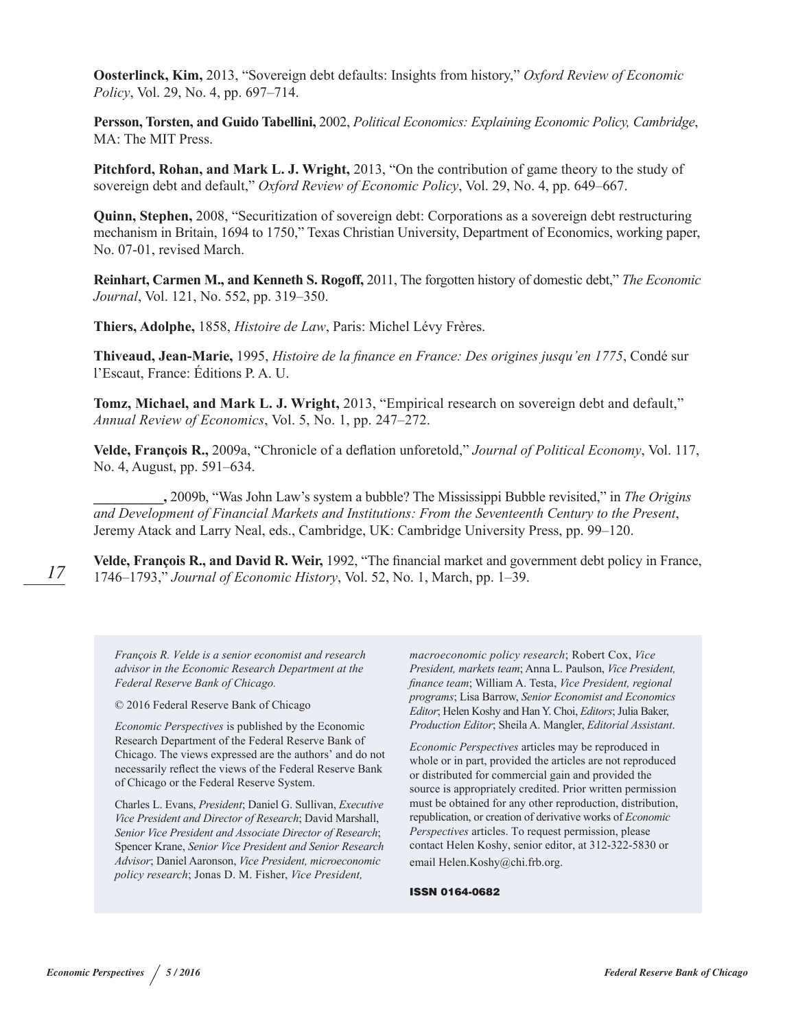**Oosterlinck, Kim,** 2013, "Sovereign debt defaults: Insights from history," *Oxford Review of Economic Policy*, Vol. 29, No. 4, pp. 697–714.

**Persson, Torsten, and Guido Tabellini,** 2002, *Political Economics: Explaining Economic Policy, Cambridge*, MA: The MIT Press.

**Pitchford, Rohan, and Mark L. J. Wright,** 2013, "On the contribution of game theory to the study of sovereign debt and default," *Oxford Review of Economic Policy*, Vol. 29, No. 4, pp. 649–667.

**Quinn, Stephen,** 2008, "Securitization of sovereign debt: Corporations as a sovereign debt restructuring mechanism in Britain, 1694 to 1750," Texas Christian University, Department of Economics, working paper, No. 07-01, revised March.

**Reinhart, Carmen M., and Kenneth S. Rogoff,** 2011, The forgotten history of domestic debt," *The Economic Journal*, Vol. 121, No. 552, pp. 319–350.

**Thiers, Adolphe,** 1858, *Histoire de Law*, Paris: Michel Lévy Frères.

**Thiveaud, Jean-Marie,** 1995, *Histoire de la finance en France: Des origines jusqu'en 1775*, Condé sur l'Escaut, France: Éditions P. A. U.

**Tomz, Michael, and Mark L. J. Wright,** 2013, "Empirical research on sovereign debt and default," *Annual Review of Economics*, Vol. 5, No. 1, pp. 247–272.

**Velde, François R.,** 2009a, "Chronicle of a deflation unforetold," *Journal of Political Economy*, Vol. 117, No. 4, August, pp. 591–634.

**__________,** 2009b, "Was John Law's system a bubble? The Mississippi Bubble revisited," in *The Origins and Development of Financial Markets and Institutions: From the Seventeenth Century to the Present*, Jeremy Atack and Larry Neal, eds., Cambridge, UK: Cambridge University Press, pp. 99–120.

**Velde, François R., and David R. Weir,** 1992, "The financial market and government debt policy in France, 1746–1793," *Journal of Economic History*, Vol. 52, No. 1, March, pp. 1–39.

*François R. Velde is a senior economist and research advisor in the Economic Research Department at the Federal Reserve Bank of Chicago.*

© 2016 Federal Reserve Bank of Chicago

*Economic Perspectives* is published by the Economic Research Department of the Federal Reserve Bank of Chicago. The views expressed are the authors' and do not necessarily reflect the views of the Federal Reserve Bank of Chicago or the Federal Reserve System.

Charles L. Evans, *President*; Daniel G. Sullivan, *Executive Vice President and Director of Research*; David Marshall, *Senior Vice President and Associate Director of Research*; Spencer Krane, *Senior Vice President and Senior Research Advisor*; Daniel Aaronson, *Vice President, microeconomic policy research*; Jonas D. M. Fisher, *Vice President, macroeconomic policy research*; Robert Cox, *Vice President, markets team*; Anna L. Paulson, *Vice President, finance team*; William A. Testa, *Vice President, regional programs*; Lisa Barrow, *Senior Economist and Economics Editor*; Helen Koshy and Han Y. Choi, *Editors*; Julia Baker, *Production Editor*; Sheila A. Mangler, *Editorial Assistant*.

*Economic Perspectives* articles may be reproduced in whole or in part, provided the articles are not reproduced or distributed for commercial gain and provided the source is appropriately credited. Prior written permission must be obtained for any other reproduction, distribution, republication, or creation of derivative works of *Economic Perspectives* articles. To request permission, please contact Helen Koshy, senior editor, at 312-322-5830 or email Helen.Koshy@chi.frb.org.

**ISSN 0164-0682**